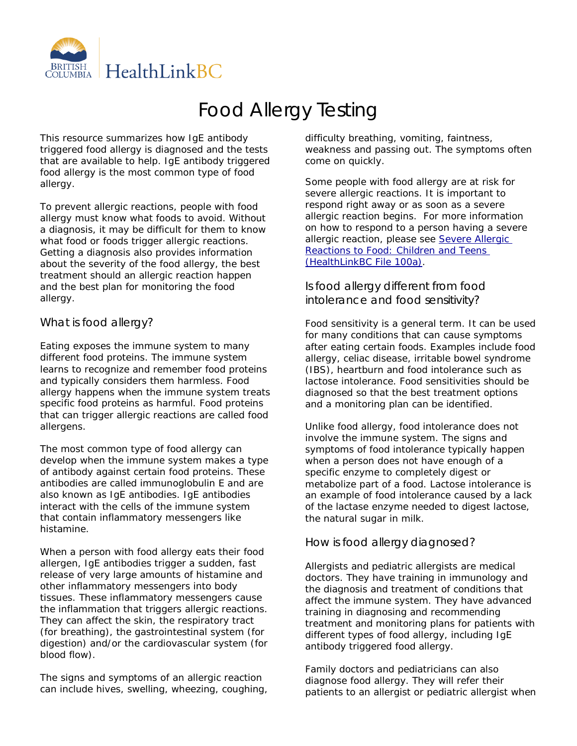# Food Allergy Testing

This resource summarizes how IgE antibody triggered food allergy is diagnosed and the tests that are available to help. IgE antibody triggered food allergy is the most common type of food allergy.

To prevent allergic reactions, people with food allergy must know what foods to avoid. Without a diagnosis, it may be difficult for them to know what food or foods trigger allergic reactions. Getting a diagnosis also provides information about the severity of the food allergy, the best treatment should an allergic reaction happen and the best plan for monitoring the food allergy.

## What is food allergy?

Eating exposes the immune system to many different food proteins. The immune system learns to recognize and remember food proteins and typically considers them harmless. Food allergy happens when the immune system treats specific food proteins as harmful. Food proteins that can trigger allergic reactions are called food allergens.

The most common type of food allergy can develop when the immune system makes a type of antibody against certain food proteins. These antibodies are called immunoglobulin E and are also known as IgE antibodies. IgE antibodies interact with the cells of the immune system that contain inflammatory messengers like histamine.

When a person with food allergy eats their food allergen, IgE antibodies trigger a sudden, fast release of very large amounts of histamine and other inflammatory messengers into body tissues. These inflammatory messengers cause the inflammation that triggers allergic reactions. They can affect the skin, the respiratory tract (for breathing), the gastrointestinal system (for digestion) and/or the cardiovascular system (for blood flow).

The signs and symptoms of an allergic reaction can include hives, swelling, wheezing, coughing, difficulty breathing, vomiting, faintness, weakness and passing out. The symptoms often come on quickly.

Some people with food allergy are at risk for severe allergic reactions. It is important to respond right away or as soon as a severe allergic reaction begins. For more information on how to respond to a person having a severe allergic reaction, please see [Severe Allergic Reactions to Food: Children and Teens (HealthLinkBC File 100a)](#).

## Is food allergy different from food intolerance and food sensitivity?

Food sensitivity is a general term. It can be used for many conditions that can cause symptoms after eating certain foods. Examples include food allergy, celiac disease, irritable bowel syndrome (IBS), heartburn and food intolerance such as lactose intolerance. Food sensitivities should be diagnosed so that the best treatment options and a monitoring plan can be identified.

Unlike food allergy, food intolerance does not involve the immune system. The signs and symptoms of food intolerance typically happen when a person does not have enough of a specific enzyme to completely digest or metabolize part of a food. Lactose intolerance is an example of food intolerance caused by a lack of the lactase enzyme needed to digest lactose, the natural sugar in milk.

## How is food allergy diagnosed?

Allergists and pediatric allergists are medical doctors. They have training in immunology and the diagnosis and treatment of conditions that affect the immune system. They have advanced training in diagnosing and recommending treatment and monitoring plans for patients with different types of food allergy, including IgE antibody triggered food allergy.

Family doctors and pediatricians can also diagnose food allergy. They will refer their patients to an allergist or pediatric allergist when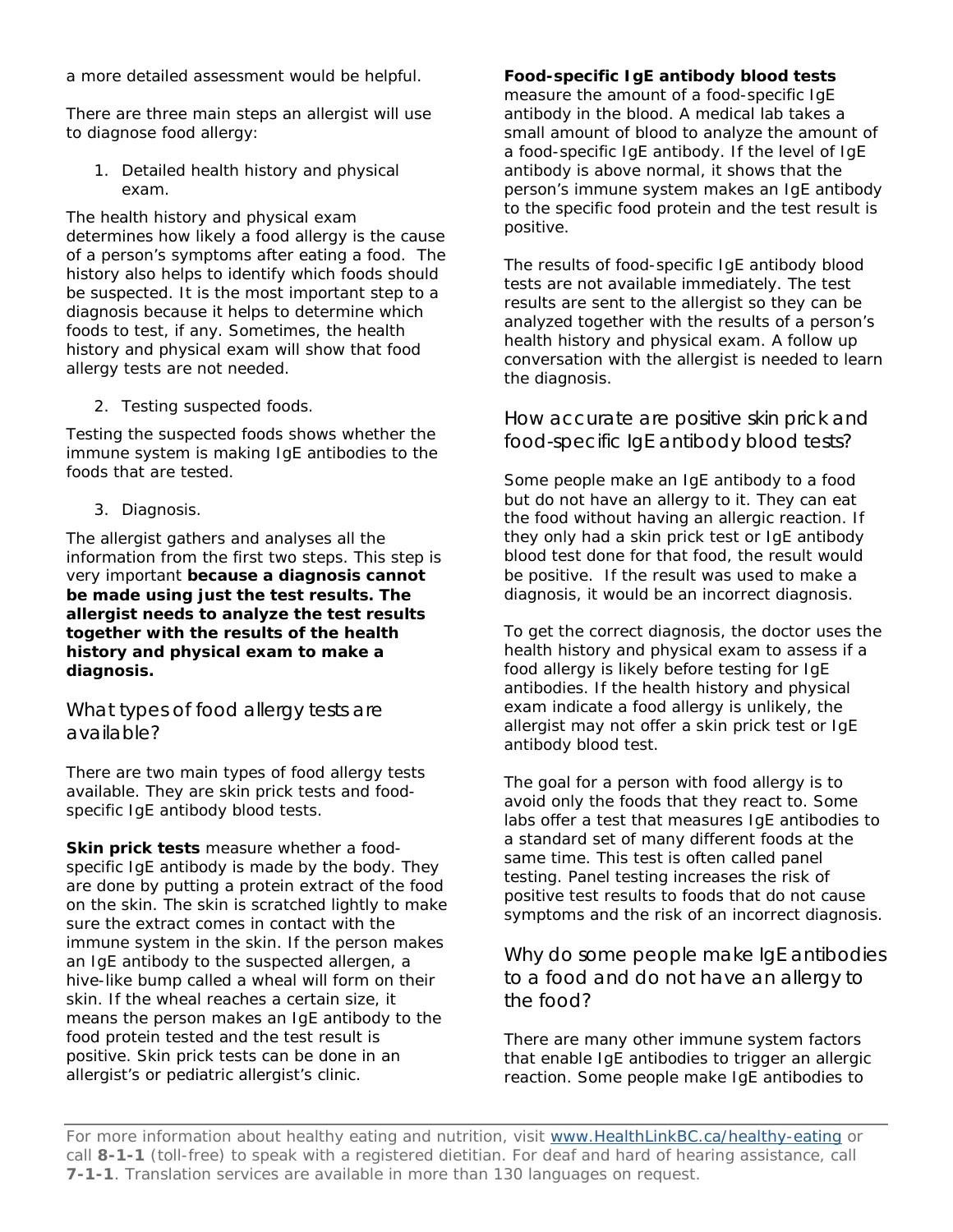a more detailed assessment would be helpful.

There are three main steps an allergist will use to diagnose food allergy:

1. Detailed health history and physical exam.

The health history and physical exam determines how likely a food allergy is the cause of a person's symptoms after eating a food. The history also helps to identify which foods should be suspected. It is the most important step to a diagnosis because it helps to determine which foods to test, if any. Sometimes, the health history and physical exam will show that food allergy tests are not needed.

2. Testing suspected foods.

Testing the suspected foods shows whether the immune system is making IgE antibodies to the foods that are tested.

3. Diagnosis.

The allergist gathers and analyses all the information from the first two steps. This step is very important **because a diagnosis cannot be made using just the test results. The allergist needs to analyze the test results together with the results of the health history and physical exam to make a diagnosis.**

## What types of food allergy tests are available?

There are two main types of food allergy tests available. They are skin prick tests and food-specific IgE antibody blood tests.

**Skin prick tests** measure whether a food-specific IgE antibody is made by the body. They are done by putting a protein extract of the food on the skin. The skin is scratched lightly to make sure the extract comes in contact with the immune system in the skin. If the person makes an IgE antibody to the suspected allergen, a hive-like bump called a wheal will form on their skin. If the wheal reaches a certain size, it means the person makes an IgE antibody to the food protein tested and the test result is positive. Skin prick tests can be done in an allergist's or pediatric allergist's clinic.

**Food-specific IgE antibody blood tests** measure the amount of a food-specific IgE antibody in the blood. A medical lab takes a small amount of blood to analyze the amount of a food-specific IgE antibody. If the level of IgE antibody is above normal, it shows that the person's immune system makes an IgE antibody to the specific food protein and the test result is positive.

The results of food-specific IgE antibody blood tests are not available immediately. The test results are sent to the allergist so they can be analyzed together with the results of a person's health history and physical exam. A follow up conversation with the allergist is needed to learn the diagnosis.

## How accurate are positive skin prick and food-specific IgE antibody blood tests?

Some people make an IgE antibody to a food but do not have an allergy to it. They can eat the food without having an allergic reaction. If they only had a skin prick test or IgE antibody blood test done for that food, the result would be positive. If the result was used to make a diagnosis, it would be an incorrect diagnosis.

To get the correct diagnosis, the doctor uses the health history and physical exam to assess if a food allergy is likely before testing for IgE antibodies. If the health history and physical exam indicate a food allergy is unlikely, the allergist may not offer a skin prick test or IgE antibody blood test.

The goal for a person with food allergy is to avoid only the foods that they react to. Some labs offer a test that measures IgE antibodies to a standard set of many different foods at the same time. This test is often called panel testing. Panel testing increases the risk of positive test results to foods that do not cause symptoms and the risk of an incorrect diagnosis.

## Why do some people make IgE antibodies to a food and do not have an allergy to the food?

There are many other immune system factors that enable IgE antibodies to trigger an allergic reaction. Some people make IgE antibodies to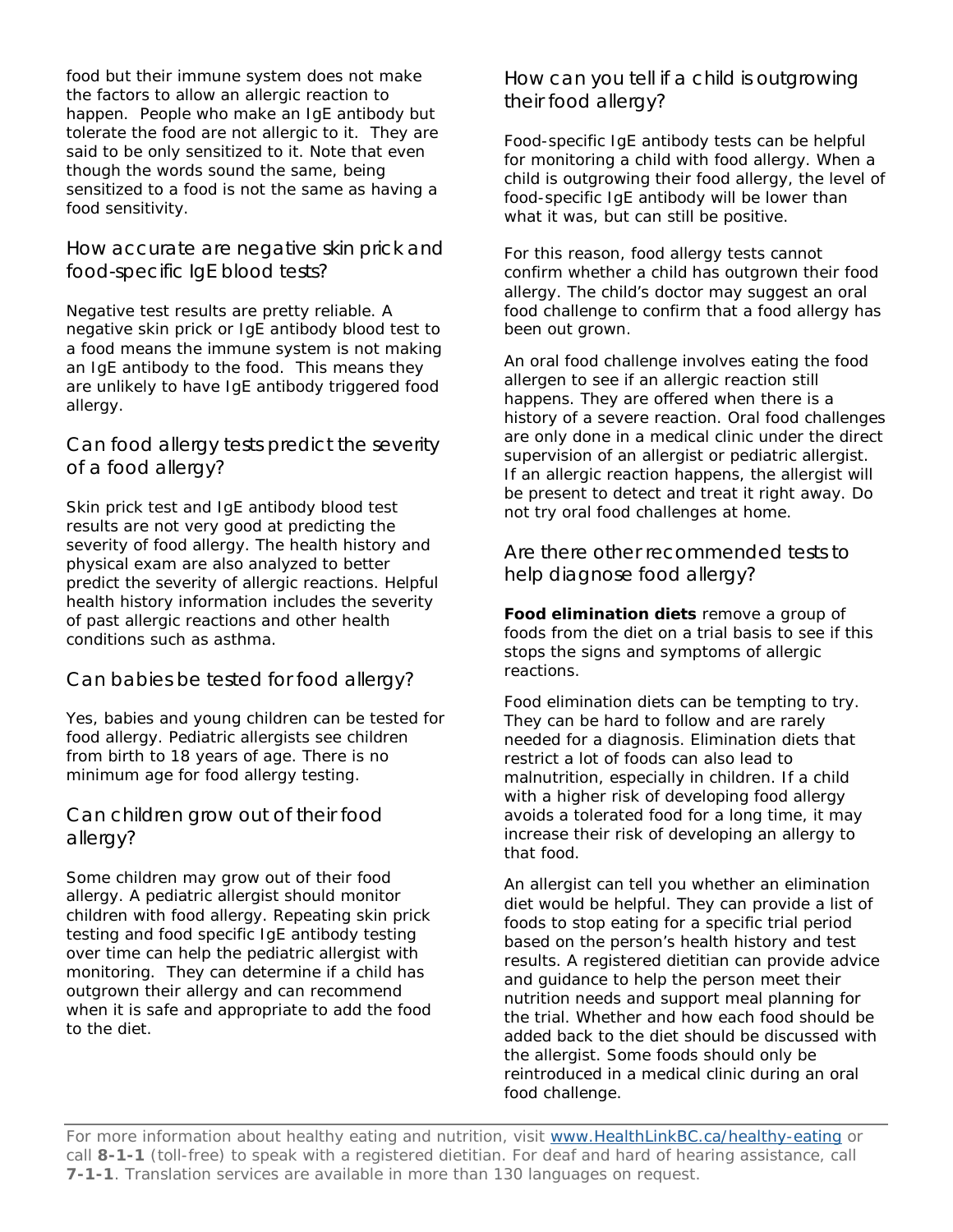food but their immune system does not make the factors to allow an allergic reaction to happen. People who make an IgE antibody but tolerate the food are not allergic to it. They are said to be only sensitized to it. Note that even though the words sound the same, being sensitized to a food is not the same as having a food sensitivity.

## How accurate are negative skin prick and food-specific IgE blood tests?

Negative test results are pretty reliable. A negative skin prick or IgE antibody blood test to a food means the immune system is not making an IgE antibody to the food. This means they are unlikely to have IgE antibody triggered food allergy.

## Can food allergy tests predict the severity of a food allergy?

Skin prick test and IgE antibody blood test results are not very good at predicting the severity of food allergy. The health history and physical exam are also analyzed to better predict the severity of allergic reactions. Helpful health history information includes the severity of past allergic reactions and other health conditions such as asthma.

## Can babies be tested for food allergy?

Yes, babies and young children can be tested for food allergy. Pediatric allergists see children from birth to 18 years of age. There is no minimum age for food allergy testing.

## Can children grow out of their food allergy?

Some children may grow out of their food allergy. A pediatric allergist should monitor children with food allergy. Repeating skin prick testing and food specific IgE antibody testing over time can help the pediatric allergist with monitoring. They can determine if a child has outgrown their allergy and can recommend when it is safe and appropriate to add the food to the diet.

## How can you tell if a child is outgrowing their food allergy?

Food-specific IgE antibody tests can be helpful for monitoring a child with food allergy. When a child is outgrowing their food allergy, the level of food-specific IgE antibody will be lower than what it was, but can still be positive.

For this reason, food allergy tests cannot confirm whether a child has outgrown their food allergy. The child's doctor may suggest an oral food challenge to confirm that a food allergy has been out grown.

An oral food challenge involves eating the food allergen to see if an allergic reaction still happens. They are offered when there is a history of a severe reaction. Oral food challenges are only done in a medical clinic under the direct supervision of an allergist or pediatric allergist. If an allergic reaction happens, the allergist will be present to detect and treat it right away. Do not try oral food challenges at home.

## Are there other recommended tests to help diagnose food allergy?

**Food elimination diets** remove a group of foods from the diet on a trial basis to see if this stops the signs and symptoms of allergic reactions.

Food elimination diets can be tempting to try. They can be hard to follow and are rarely needed for a diagnosis. Elimination diets that restrict a lot of foods can also lead to malnutrition, especially in children. If a child with a higher risk of developing food allergy avoids a tolerated food for a long time, it may increase their risk of developing an allergy to that food.

An allergist can tell you whether an elimination diet would be helpful. They can provide a list of foods to stop eating for a specific trial period based on the person's health history and test results. A registered dietitian can provide advice and guidance to help the person meet their nutrition needs and support meal planning for the trial. Whether and how each food should be added back to the diet should be discussed with the allergist. Some foods should only be reintroduced in a medical clinic during an oral food challenge.

For more information about healthy eating and nutrition, visit www.HealthLinkBC.ca/healthy-eating or call **8-1-1** (toll-free) to speak with a registered dietitian. For deaf and hard of hearing assistance, call **7-1-1**. Translation services are available in more than 130 languages on request.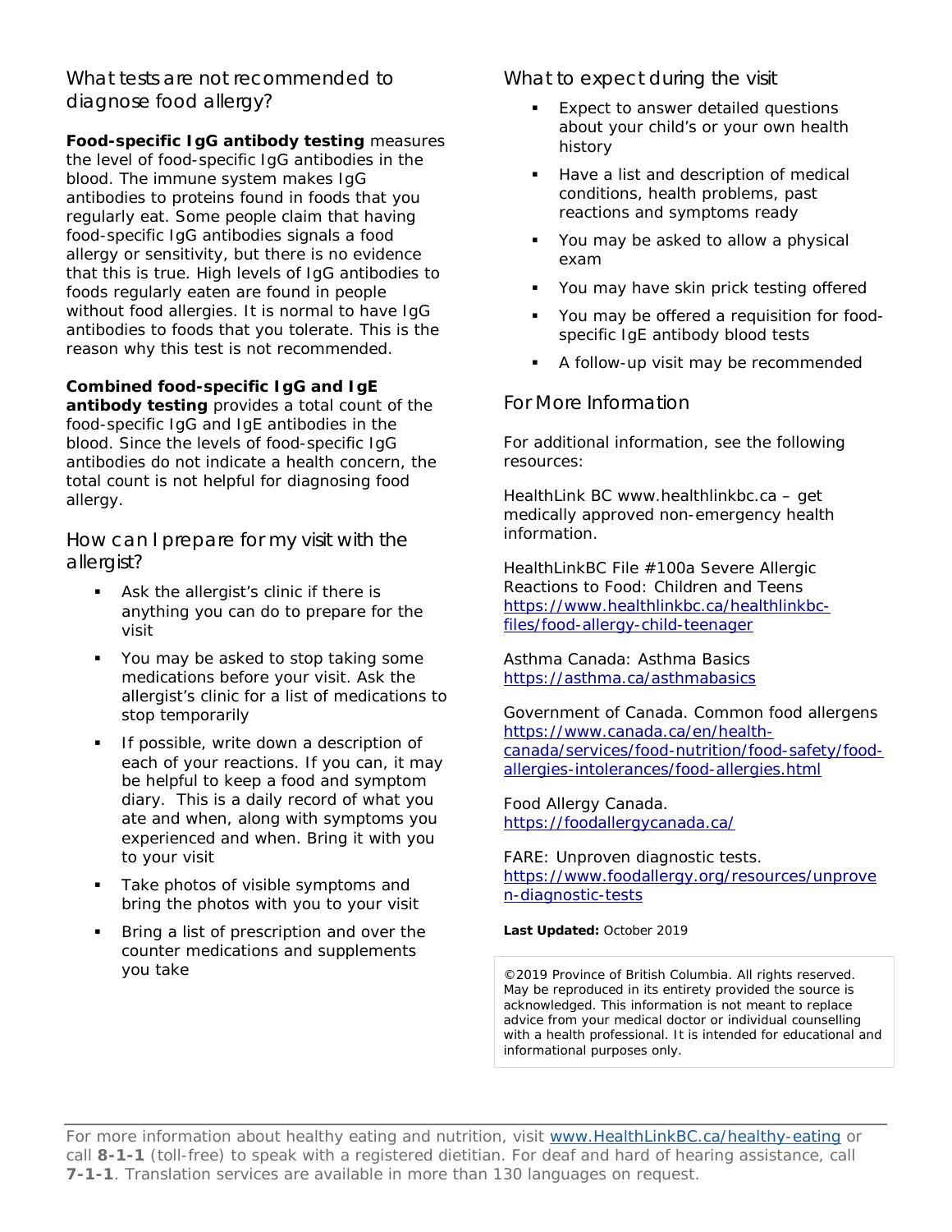## What tests are not recommended to diagnose food allergy?

**Food-specific IgG antibody testing** measures the level of food-specific IgG antibodies in the blood. The immune system makes IgG antibodies to proteins found in foods that you regularly eat. Some people claim that having food-specific IgG antibodies signals a food allergy or sensitivity, but there is no evidence that this is true. High levels of IgG antibodies to foods regularly eaten are found in people without food allergies. It is normal to have IgG antibodies to foods that you tolerate. This is the reason why this test is not recommended.

**Combined food-specific IgG and IgE antibody testing** provides a total count of the food-specific IgG and IgE antibodies in the blood. Since the levels of food-specific IgG antibodies do not indicate a health concern, the total count is not helpful for diagnosing food allergy.

## How can I prepare for my visit with the allergist?

- Ask the allergist's clinic if there is anything you can do to prepare for the visit
- You may be asked to stop taking some medications before your visit. Ask the allergist's clinic for a list of medications to stop temporarily
- If possible, write down a description of each of your reactions. If you can, it may be helpful to keep a food and symptom diary. This is a daily record of what you ate and when, along with symptoms you experienced and when. Bring it with you to your visit
- Take photos of visible symptoms and bring the photos with you to your visit
- Bring a list of prescription and over the counter medications and supplements you take

## What to expect during the visit

- Expect to answer detailed questions about your child's or your own health history
- Have a list and description of medical conditions, health problems, past reactions and symptoms ready
- You may be asked to allow a physical exam
- You may have skin prick testing offered
- You may be offered a requisition for food-specific IgE antibody blood tests
- A follow-up visit may be recommended

## For More Information

For additional information, see the following resources:

HealthLink BC www.healthlinkbc.ca – get medically approved non-emergency health information.

HealthLinkBC File #100a Severe Allergic Reactions to Food: Children and Teens https://www.healthlinkbc.ca/healthlinkbc-files/food-allergy-child-teenager

Asthma Canada: Asthma Basics https://asthma.ca/asthmabasics

Government of Canada. Common food allergens https://www.canada.ca/en/health-canada/services/food-nutrition/food-safety/food-allergies-intolerances/food-allergies.html

Food Allergy Canada. https://foodallergycanada.ca/

FARE: Unproven diagnostic tests. https://www.foodallergy.org/resources/unproven-diagnostic-tests

**Last Updated:** October 2019

©2019 Province of British Columbia. All rights reserved. May be reproduced in its entirety provided the source is acknowledged. This information is not meant to replace advice from your medical doctor or individual counselling with a health professional. It is intended for educational and informational purposes only.

For more information about healthy eating and nutrition, visit www.HealthLinkBC.ca/healthy-eating or call **8-1-1** (toll-free) to speak with a registered dietitian. For deaf and hard of hearing assistance, call **7-1-1**. Translation services are available in more than 130 languages on request.